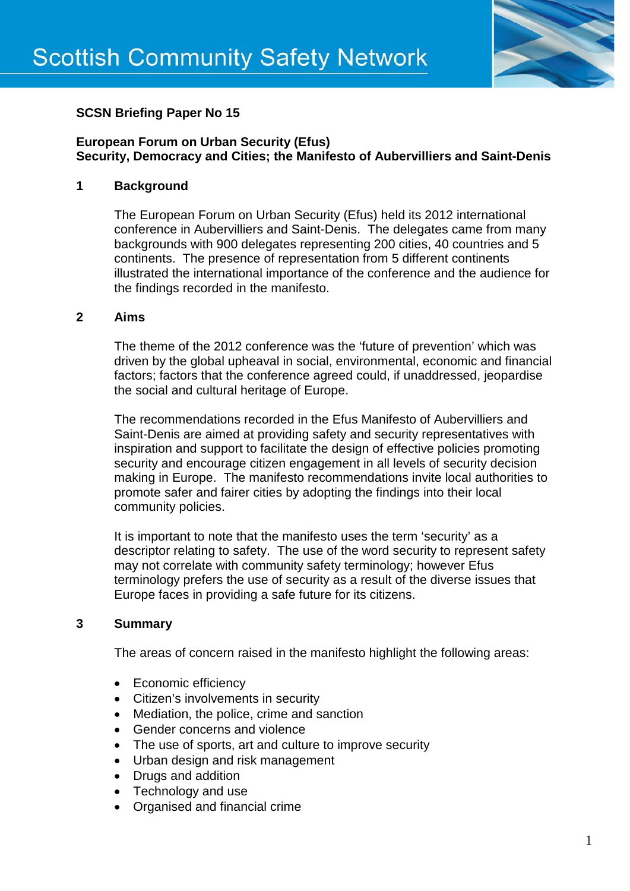Scottish Community Safety Network

**SCSN Briefing Paper No 15**

**European Forum on Urban Security (Efus)**
**Security, Democracy and Cities; the Manifesto of Aubervilliers and Saint-Denis**

## 1 Background

The European Forum on Urban Security (Efus) held its 2012 international conference in Aubervilliers and Saint-Denis. The delegates came from many backgrounds with 900 delegates representing 200 cities, 40 countries and 5 continents. The presence of representation from 5 different continents illustrated the international importance of the conference and the audience for the findings recorded in the manifesto.

## 2 Aims

The theme of the 2012 conference was the 'future of prevention' which was driven by the global upheaval in social, environmental, economic and financial factors; factors that the conference agreed could, if unaddressed, jeopardise the social and cultural heritage of Europe.

The recommendations recorded in the Efus Manifesto of Aubervilliers and Saint-Denis are aimed at providing safety and security representatives with inspiration and support to facilitate the design of effective policies promoting security and encourage citizen engagement in all levels of security decision making in Europe. The manifesto recommendations invite local authorities to promote safer and fairer cities by adopting the findings into their local community policies.

It is important to note that the manifesto uses the term 'security' as a descriptor relating to safety. The use of the word security to represent safety may not correlate with community safety terminology; however Efus terminology prefers the use of security as a result of the diverse issues that Europe faces in providing a safe future for its citizens.

## 3 Summary

The areas of concern raised in the manifesto highlight the following areas:

- Economic efficiency
- Citizen's involvements in security
- Mediation, the police, crime and sanction
- Gender concerns and violence
- The use of sports, art and culture to improve security
- Urban design and risk management
- Drugs and addition
- Technology and use
- Organised and financial crime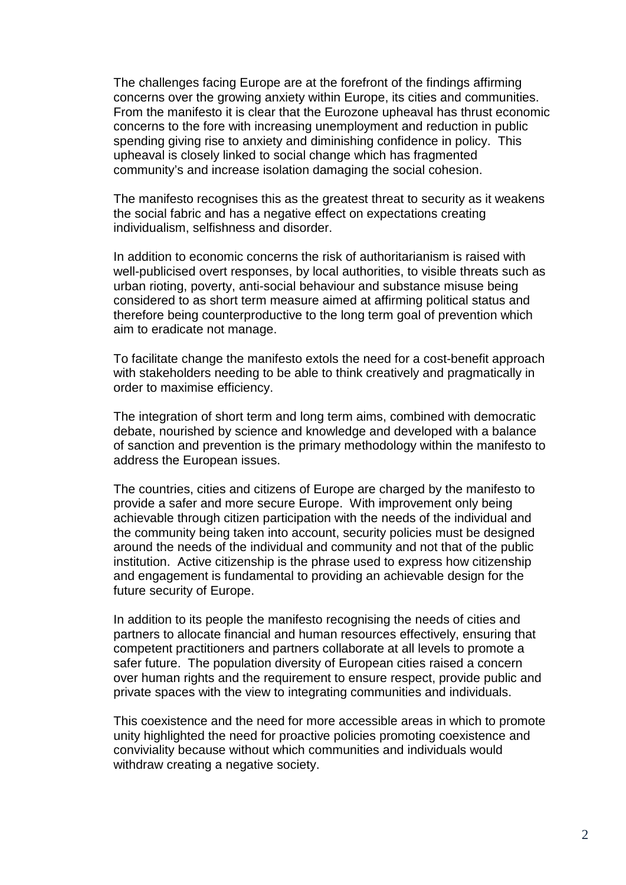The challenges facing Europe are at the forefront of the findings affirming concerns over the growing anxiety within Europe, its cities and communities. From the manifesto it is clear that the Eurozone upheaval has thrust economic concerns to the fore with increasing unemployment and reduction in public spending giving rise to anxiety and diminishing confidence in policy. This upheaval is closely linked to social change which has fragmented community's and increase isolation damaging the social cohesion.

The manifesto recognises this as the greatest threat to security as it weakens the social fabric and has a negative effect on expectations creating individualism, selfishness and disorder.

In addition to economic concerns the risk of authoritarianism is raised with well-publicised overt responses, by local authorities, to visible threats such as urban rioting, poverty, anti-social behaviour and substance misuse being considered to as short term measure aimed at affirming political status and therefore being counterproductive to the long term goal of prevention which aim to eradicate not manage.

To facilitate change the manifesto extols the need for a cost-benefit approach with stakeholders needing to be able to think creatively and pragmatically in order to maximise efficiency.

The integration of short term and long term aims, combined with democratic debate, nourished by science and knowledge and developed with a balance of sanction and prevention is the primary methodology within the manifesto to address the European issues.

The countries, cities and citizens of Europe are charged by the manifesto to provide a safer and more secure Europe. With improvement only being achievable through citizen participation with the needs of the individual and the community being taken into account, security policies must be designed around the needs of the individual and community and not that of the public institution. Active citizenship is the phrase used to express how citizenship and engagement is fundamental to providing an achievable design for the future security of Europe.

In addition to its people the manifesto recognising the needs of cities and partners to allocate financial and human resources effectively, ensuring that competent practitioners and partners collaborate at all levels to promote a safer future. The population diversity of European cities raised a concern over human rights and the requirement to ensure respect, provide public and private spaces with the view to integrating communities and individuals.

This coexistence and the need for more accessible areas in which to promote unity highlighted the need for proactive policies promoting coexistence and conviviality because without which communities and individuals would withdraw creating a negative society.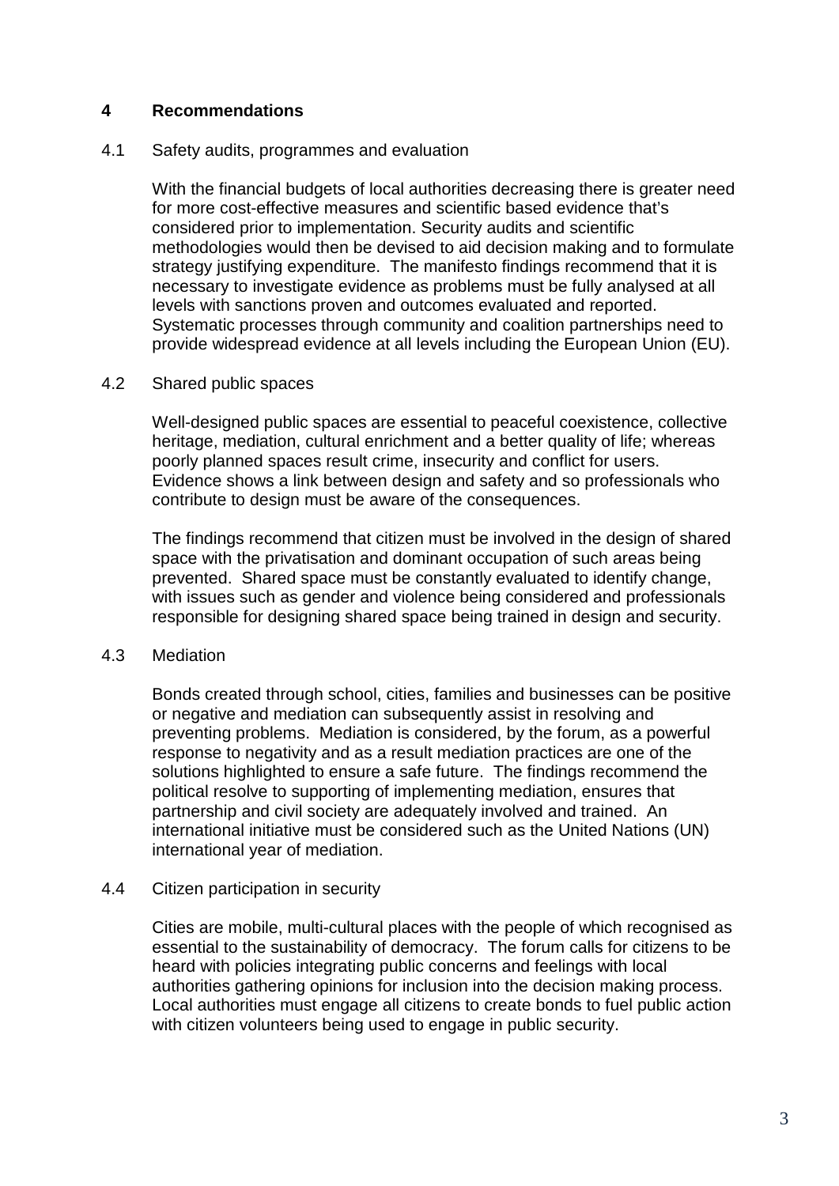## 4 Recommendations

### 4.1 Safety audits, programmes and evaluation

With the financial budgets of local authorities decreasing there is greater need for more cost-effective measures and scientific based evidence that's considered prior to implementation. Security audits and scientific methodologies would then be devised to aid decision making and to formulate strategy justifying expenditure. The manifesto findings recommend that it is necessary to investigate evidence as problems must be fully analysed at all levels with sanctions proven and outcomes evaluated and reported. Systematic processes through community and coalition partnerships need to provide widespread evidence at all levels including the European Union (EU).

### 4.2 Shared public spaces

Well-designed public spaces are essential to peaceful coexistence, collective heritage, mediation, cultural enrichment and a better quality of life; whereas poorly planned spaces result crime, insecurity and conflict for users. Evidence shows a link between design and safety and so professionals who contribute to design must be aware of the consequences.

The findings recommend that citizen must be involved in the design of shared space with the privatisation and dominant occupation of such areas being prevented. Shared space must be constantly evaluated to identify change, with issues such as gender and violence being considered and professionals responsible for designing shared space being trained in design and security.

### 4.3 Mediation

Bonds created through school, cities, families and businesses can be positive or negative and mediation can subsequently assist in resolving and preventing problems. Mediation is considered, by the forum, as a powerful response to negativity and as a result mediation practices are one of the solutions highlighted to ensure a safe future. The findings recommend the political resolve to supporting of implementing mediation, ensures that partnership and civil society are adequately involved and trained. An international initiative must be considered such as the United Nations (UN) international year of mediation.

### 4.4 Citizen participation in security

Cities are mobile, multi-cultural places with the people of which recognised as essential to the sustainability of democracy. The forum calls for citizens to be heard with policies integrating public concerns and feelings with local authorities gathering opinions for inclusion into the decision making process. Local authorities must engage all citizens to create bonds to fuel public action with citizen volunteers being used to engage in public security.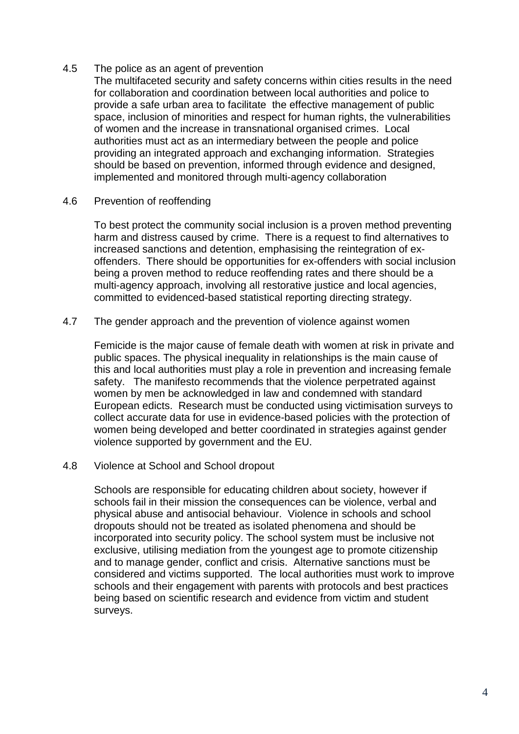### 4.5 The police as an agent of prevention

The multifaceted security and safety concerns within cities results in the need for collaboration and coordination between local authorities and police to provide a safe urban area to facilitate the effective management of public space, inclusion of minorities and respect for human rights, the vulnerabilities of women and the increase in transnational organised crimes. Local authorities must act as an intermediary between the people and police providing an integrated approach and exchanging information. Strategies should be based on prevention, informed through evidence and designed, implemented and monitored through multi-agency collaboration

### 4.6 Prevention of reoffending

To best protect the community social inclusion is a proven method preventing harm and distress caused by crime. There is a request to find alternatives to increased sanctions and detention, emphasising the reintegration of ex-offenders. There should be opportunities for ex-offenders with social inclusion being a proven method to reduce reoffending rates and there should be a multi-agency approach, involving all restorative justice and local agencies, committed to evidenced-based statistical reporting directing strategy.

### 4.7 The gender approach and the prevention of violence against women

Femicide is the major cause of female death with women at risk in private and public spaces. The physical inequality in relationships is the main cause of this and local authorities must play a role in prevention and increasing female safety. The manifesto recommends that the violence perpetrated against women by men be acknowledged in law and condemned with standard European edicts. Research must be conducted using victimisation surveys to collect accurate data for use in evidence-based policies with the protection of women being developed and better coordinated in strategies against gender violence supported by government and the EU.

### 4.8 Violence at School and School dropout

Schools are responsible for educating children about society, however if schools fail in their mission the consequences can be violence, verbal and physical abuse and antisocial behaviour. Violence in schools and school dropouts should not be treated as isolated phenomena and should be incorporated into security policy. The school system must be inclusive not exclusive, utilising mediation from the youngest age to promote citizenship and to manage gender, conflict and crisis. Alternative sanctions must be considered and victims supported. The local authorities must work to improve schools and their engagement with parents with protocols and best practices being based on scientific research and evidence from victim and student surveys.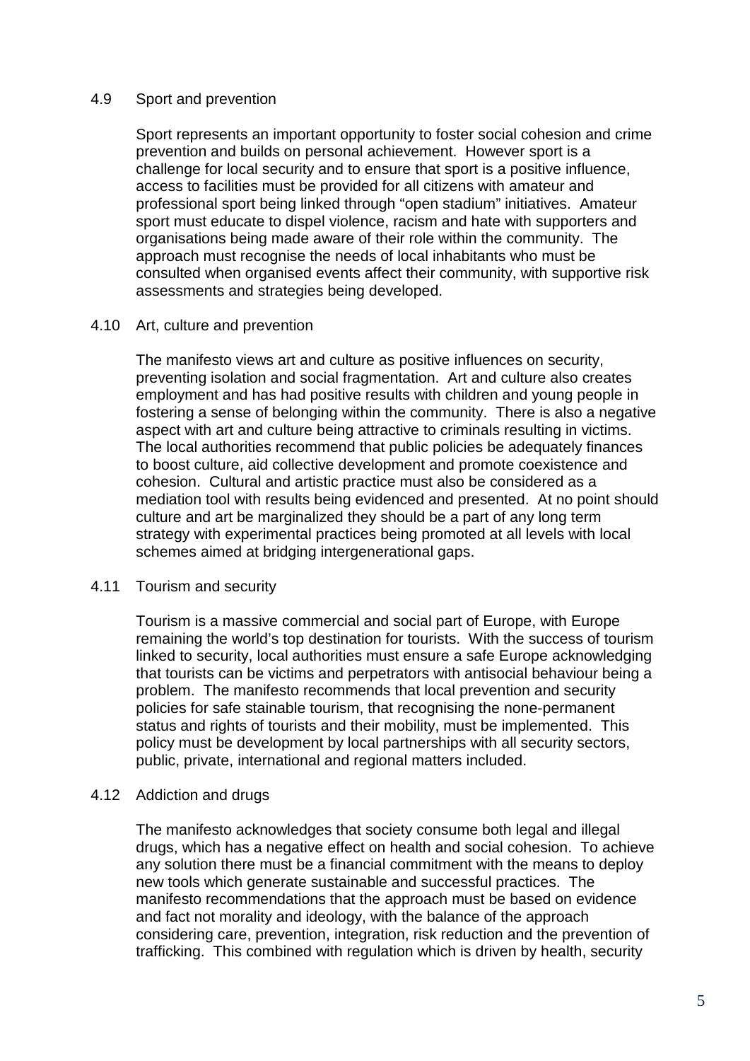### 4.9 Sport and prevention

Sport represents an important opportunity to foster social cohesion and crime prevention and builds on personal achievement. However sport is a challenge for local security and to ensure that sport is a positive influence, access to facilities must be provided for all citizens with amateur and professional sport being linked through "open stadium" initiatives. Amateur sport must educate to dispel violence, racism and hate with supporters and organisations being made aware of their role within the community. The approach must recognise the needs of local inhabitants who must be consulted when organised events affect their community, with supportive risk assessments and strategies being developed.

### 4.10 Art, culture and prevention

The manifesto views art and culture as positive influences on security, preventing isolation and social fragmentation. Art and culture also creates employment and has had positive results with children and young people in fostering a sense of belonging within the community. There is also a negative aspect with art and culture being attractive to criminals resulting in victims. The local authorities recommend that public policies be adequately finances to boost culture, aid collective development and promote coexistence and cohesion. Cultural and artistic practice must also be considered as a mediation tool with results being evidenced and presented. At no point should culture and art be marginalized they should be a part of any long term strategy with experimental practices being promoted at all levels with local schemes aimed at bridging intergenerational gaps.

### 4.11 Tourism and security

Tourism is a massive commercial and social part of Europe, with Europe remaining the world's top destination for tourists. With the success of tourism linked to security, local authorities must ensure a safe Europe acknowledging that tourists can be victims and perpetrators with antisocial behaviour being a problem. The manifesto recommends that local prevention and security policies for safe stainable tourism, that recognising the none-permanent status and rights of tourists and their mobility, must be implemented. This policy must be development by local partnerships with all security sectors, public, private, international and regional matters included.

### 4.12 Addiction and drugs

The manifesto acknowledges that society consume both legal and illegal drugs, which has a negative effect on health and social cohesion. To achieve any solution there must be a financial commitment with the means to deploy new tools which generate sustainable and successful practices. The manifesto recommendations that the approach must be based on evidence and fact not morality and ideology, with the balance of the approach considering care, prevention, integration, risk reduction and the prevention of trafficking. This combined with regulation which is driven by health, security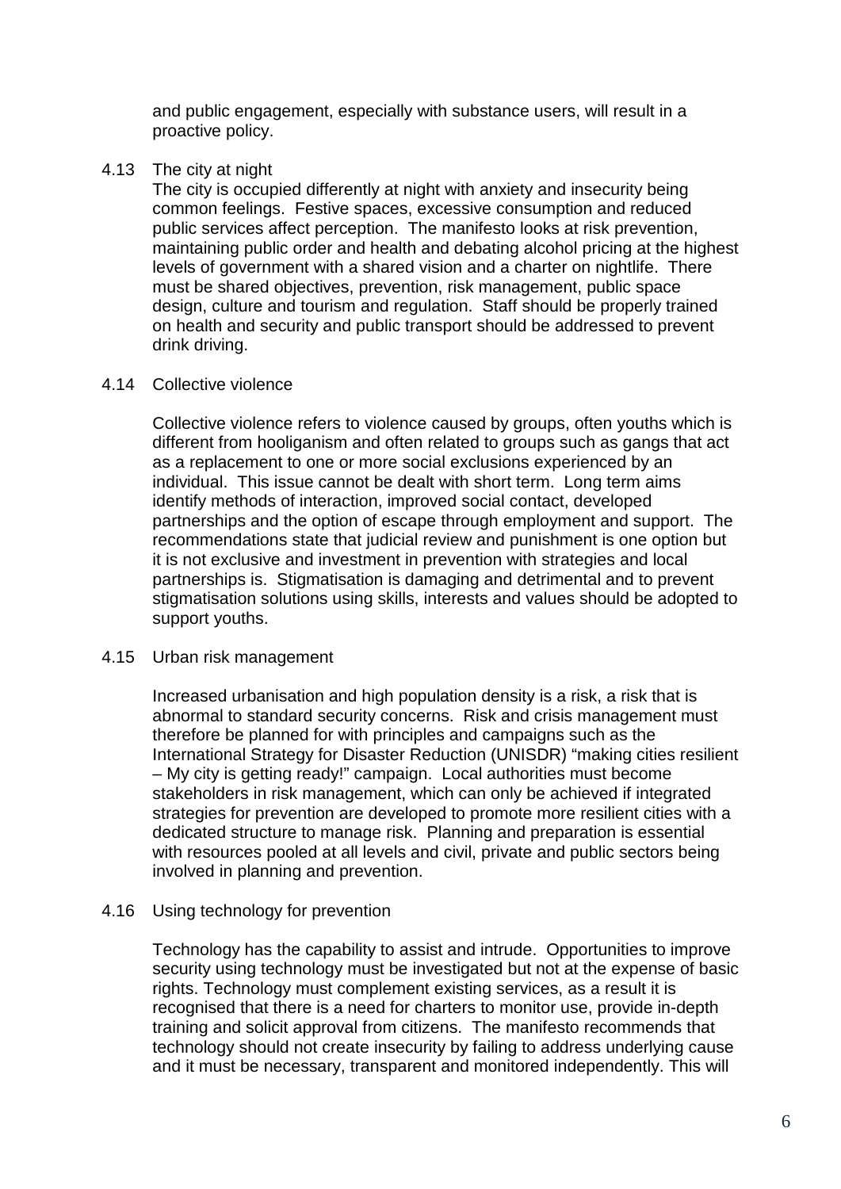and public engagement, especially with substance users, will result in a proactive policy.

4.13 The city at night

The city is occupied differently at night with anxiety and insecurity being common feelings. Festive spaces, excessive consumption and reduced public services affect perception. The manifesto looks at risk prevention, maintaining public order and health and debating alcohol pricing at the highest levels of government with a shared vision and a charter on nightlife. There must be shared objectives, prevention, risk management, public space design, culture and tourism and regulation. Staff should be properly trained on health and security and public transport should be addressed to prevent drink driving.

4.14 Collective violence

Collective violence refers to violence caused by groups, often youths which is different from hooliganism and often related to groups such as gangs that act as a replacement to one or more social exclusions experienced by an individual. This issue cannot be dealt with short term. Long term aims identify methods of interaction, improved social contact, developed partnerships and the option of escape through employment and support. The recommendations state that judicial review and punishment is one option but it is not exclusive and investment in prevention with strategies and local partnerships is. Stigmatisation is damaging and detrimental and to prevent stigmatisation solutions using skills, interests and values should be adopted to support youths.

4.15 Urban risk management

Increased urbanisation and high population density is a risk, a risk that is abnormal to standard security concerns. Risk and crisis management must therefore be planned for with principles and campaigns such as the International Strategy for Disaster Reduction (UNISDR) "making cities resilient – My city is getting ready!" campaign. Local authorities must become stakeholders in risk management, which can only be achieved if integrated strategies for prevention are developed to promote more resilient cities with a dedicated structure to manage risk. Planning and preparation is essential with resources pooled at all levels and civil, private and public sectors being involved in planning and prevention.

4.16 Using technology for prevention

Technology has the capability to assist and intrude. Opportunities to improve security using technology must be investigated but not at the expense of basic rights. Technology must complement existing services, as a result it is recognised that there is a need for charters to monitor use, provide in-depth training and solicit approval from citizens. The manifesto recommends that technology should not create insecurity by failing to address underlying cause and it must be necessary, transparent and monitored independently. This will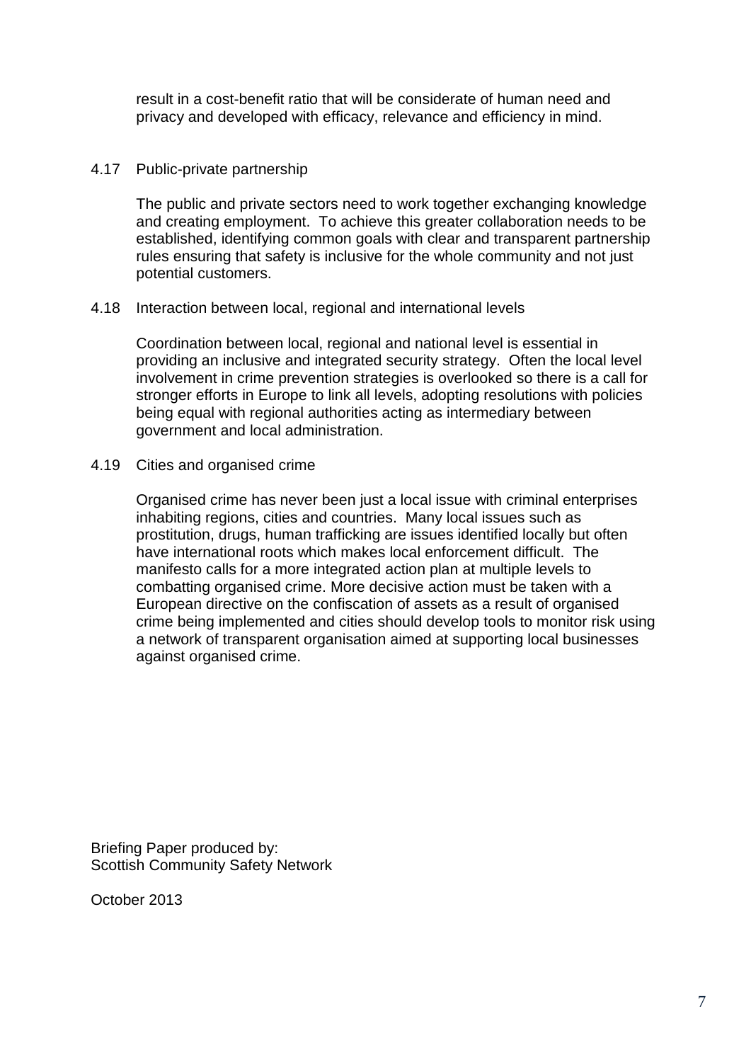result in a cost-benefit ratio that will be considerate of human need and privacy and developed with efficacy, relevance and efficiency in mind.

4.17 Public-private partnership

The public and private sectors need to work together exchanging knowledge and creating employment. To achieve this greater collaboration needs to be established, identifying common goals with clear and transparent partnership rules ensuring that safety is inclusive for the whole community and not just potential customers.

4.18 Interaction between local, regional and international levels

Coordination between local, regional and national level is essential in providing an inclusive and integrated security strategy. Often the local level involvement in crime prevention strategies is overlooked so there is a call for stronger efforts in Europe to link all levels, adopting resolutions with policies being equal with regional authorities acting as intermediary between government and local administration.

4.19 Cities and organised crime

Organised crime has never been just a local issue with criminal enterprises inhabiting regions, cities and countries. Many local issues such as prostitution, drugs, human trafficking are issues identified locally but often have international roots which makes local enforcement difficult. The manifesto calls for a more integrated action plan at multiple levels to combatting organised crime. More decisive action must be taken with a European directive on the confiscation of assets as a result of organised crime being implemented and cities should develop tools to monitor risk using a network of transparent organisation aimed at supporting local businesses against organised crime.

Briefing Paper produced by:
Scottish Community Safety Network

October 2013